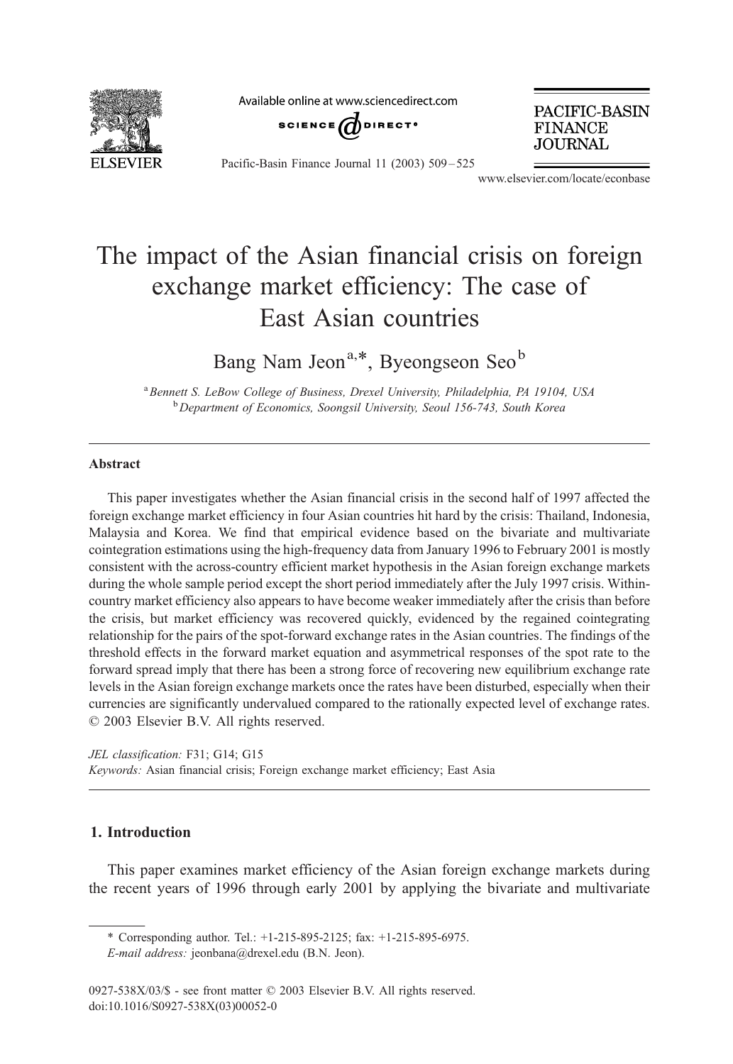# The impact of the Asian financial crisis on foreign exchange market efficiency: The case of East Asian countries

Bang Nam Jeon[a,*], Byeongseon Seo[b]

[a] *Bennett S. LeBow College of Business, Drexel University, Philadelphia, PA 19104, USA*
[b] *Department of Economics, Soongsil University, Seoul 156-743, South Korea*

---

### Abstract

This paper investigates whether the Asian financial crisis in the second half of 1997 affected the foreign exchange market efficiency in four Asian countries hit hard by the crisis: Thailand, Indonesia, Malaysia and Korea. We find that empirical evidence based on the bivariate and multivariate cointegration estimations using the high-frequency data from January 1996 to February 2001 is mostly consistent with the across-country efficient market hypothesis in the Asian foreign exchange markets during the whole sample period except the short period immediately after the July 1997 crisis. Within-country market efficiency also appears to have become weaker immediately after the crisis than before the crisis, but market efficiency was recovered quickly, evidenced by the regained cointegrating relationship for the pairs of the spot-forward exchange rates in the Asian countries. The findings of the threshold effects in the forward market equation and asymmetrical responses of the spot rate to the forward spread imply that there has been a strong force of recovering new equilibrium exchange rate levels in the Asian foreign exchange markets once the rates have been disturbed, especially when their currencies are significantly undervalued compared to the rationally expected level of exchange rates.
© 2003 Elsevier B.V. All rights reserved.

*JEL classification:* F31; G14; G15
*Keywords:* Asian financial crisis; Foreign exchange market efficiency; East Asia

---

## 1. Introduction

This paper examines market efficiency of the Asian foreign exchange markets during the recent years of 1996 through early 2001 by applying the bivariate and multivariate

---

\* Corresponding author. Tel.: +1-215-895-2125; fax: +1-215-895-6975.
*E-mail address:* jeonbana@drexel.edu (B.N. Jeon).

0927-538X/03/$ - see front matter © 2003 Elsevier B.V. All rights reserved.
doi:10.1016/S0927-538X(03)00052-0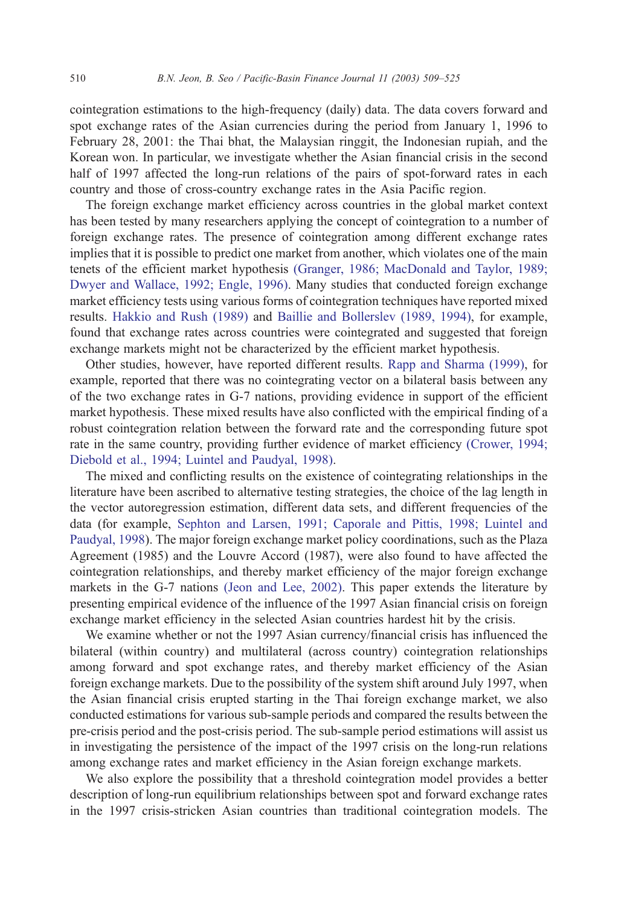cointegration estimations to the high-frequency (daily) data. The data covers forward and spot exchange rates of the Asian currencies during the period from January 1, 1996 to February 28, 2001: the Thai bhat, the Malaysian ringgit, the Indonesian rupiah, and the Korean won. In particular, we investigate whether the Asian financial crisis in the second half of 1997 affected the long-run relations of the pairs of spot-forward rates in each country and those of cross-country exchange rates in the Asia Pacific region.

The foreign exchange market efficiency across countries in the global market context has been tested by many researchers applying the concept of cointegration to a number of foreign exchange rates. The presence of cointegration among different exchange rates implies that it is possible to predict one market from another, which violates one of the main tenets of the efficient market hypothesis (Granger, 1986; MacDonald and Taylor, 1989; Dwyer and Wallace, 1992; Engle, 1996). Many studies that conducted foreign exchange market efficiency tests using various forms of cointegration techniques have reported mixed results. Hakkio and Rush (1989) and Baillie and Bollerslev (1989, 1994), for example, found that exchange rates across countries were cointegrated and suggested that foreign exchange markets might not be characterized by the efficient market hypothesis.

Other studies, however, have reported different results. Rapp and Sharma (1999), for example, reported that there was no cointegrating vector on a bilateral basis between any of the two exchange rates in G-7 nations, providing evidence in support of the efficient market hypothesis. These mixed results have also conflicted with the empirical finding of a robust cointegration relation between the forward rate and the corresponding future spot rate in the same country, providing further evidence of market efficiency (Crower, 1994; Diebold et al., 1994; Luintel and Paudyal, 1998).

The mixed and conflicting results on the existence of cointegrating relationships in the literature have been ascribed to alternative testing strategies, the choice of the lag length in the vector autoregression estimation, different data sets, and different frequencies of the data (for example, Sephton and Larsen, 1991; Caporale and Pittis, 1998; Luintel and Paudyal, 1998). The major foreign exchange market policy coordinations, such as the Plaza Agreement (1985) and the Louvre Accord (1987), were also found to have affected the cointegration relationships, and thereby market efficiency of the major foreign exchange markets in the G-7 nations (Jeon and Lee, 2002). This paper extends the literature by presenting empirical evidence of the influence of the 1997 Asian financial crisis on foreign exchange market efficiency in the selected Asian countries hardest hit by the crisis.

We examine whether or not the 1997 Asian currency/financial crisis has influenced the bilateral (within country) and multilateral (across country) cointegration relationships among forward and spot exchange rates, and thereby market efficiency of the Asian foreign exchange markets. Due to the possibility of the system shift around July 1997, when the Asian financial crisis erupted starting in the Thai foreign exchange market, we also conducted estimations for various sub-sample periods and compared the results between the pre-crisis period and the post-crisis period. The sub-sample period estimations will assist us in investigating the persistence of the impact of the 1997 crisis on the long-run relations among exchange rates and market efficiency in the Asian foreign exchange markets.

We also explore the possibility that a threshold cointegration model provides a better description of long-run equilibrium relationships between spot and forward exchange rates in the 1997 crisis-stricken Asian countries than traditional cointegration models. The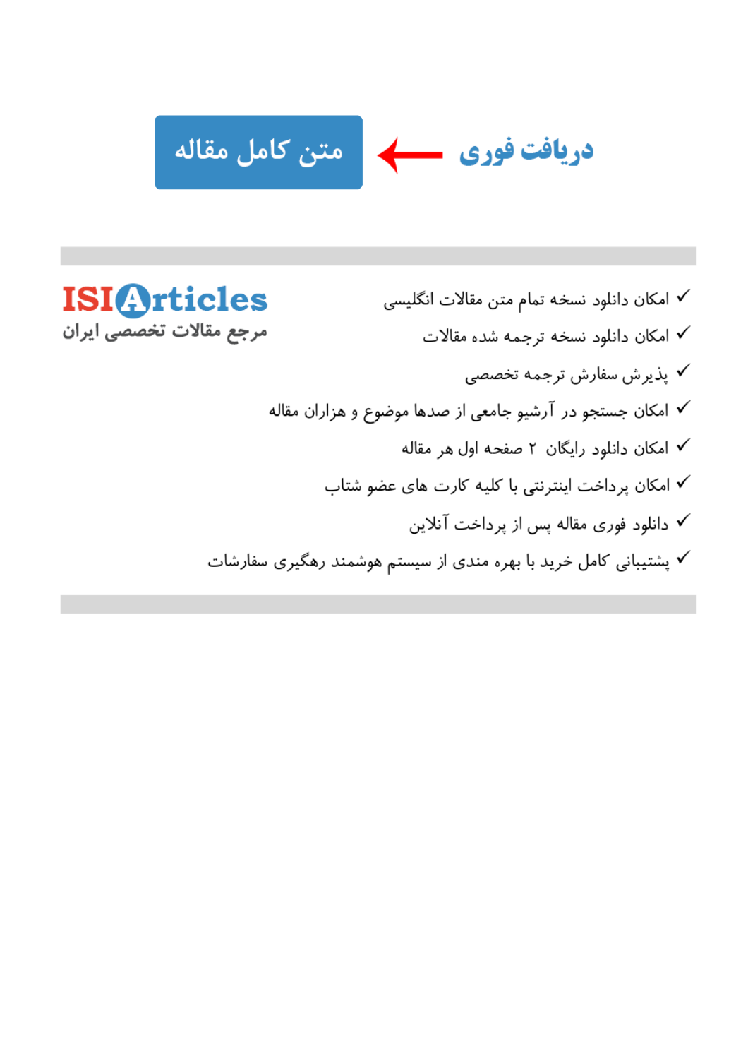دریافت فوری ← متن کامل مقاله

**ISIArticles**
مرجع مقالات تخصصی ایران

- ✓ امکان دانلود نسخه تمام متن مقالات انگلیسی
- ✓ امکان دانلود نسخه ترجمه شده مقالات
- ✓ پذیرش سفارش ترجمه تخصصی
- ✓ امکان جستجو در آرشیو جامعی از صدها موضوع و هزاران مقاله
- ✓ امکان دانلود رایگان ۲ صفحه اول هر مقاله
- ✓ امکان پرداخت اینترنتی با کلیه کارت های عضو شتاب
- ✓ دانلود فوری مقاله پس از پرداخت آنلاین
- ✓ پشتیبانی کامل خرید با بهره مندی از سیستم هوشمند رهگیری سفارشات